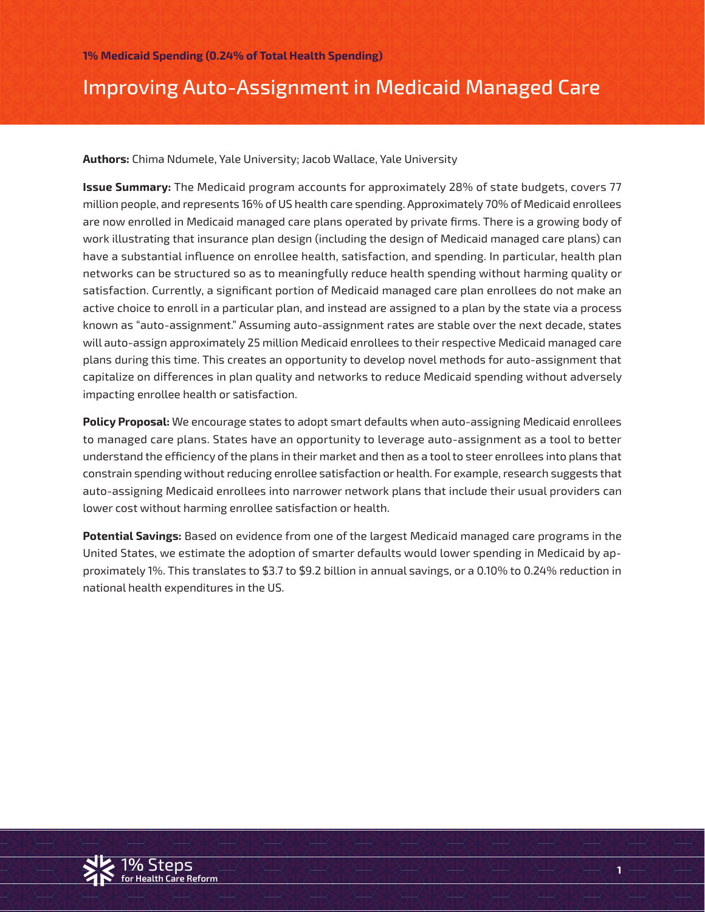**1% Medicaid Spending (0.24% of Total Health Spending)**

# Improving Auto-Assignment in Medicaid Managed Care

**Authors:** Chima Ndumele, Yale University; Jacob Wallace, Yale University

**Issue Summary:** The Medicaid program accounts for approximately 28% of state budgets, covers 77 million people, and represents 16% of US health care spending. Approximately 70% of Medicaid enrollees are now enrolled in Medicaid managed care plans operated by private firms. There is a growing body of work illustrating that insurance plan design (including the design of Medicaid managed care plans) can have a substantial influence on enrollee health, satisfaction, and spending. In particular, health plan networks can be structured so as to meaningfully reduce health spending without harming quality or satisfaction. Currently, a significant portion of Medicaid managed care plan enrollees do not make an active choice to enroll in a particular plan, and instead are assigned to a plan by the state via a process known as "auto-assignment." Assuming auto-assignment rates are stable over the next decade, states will auto-assign approximately 25 million Medicaid enrollees to their respective Medicaid managed care plans during this time. This creates an opportunity to develop novel methods for auto-assignment that capitalize on differences in plan quality and networks to reduce Medicaid spending without adversely impacting enrollee health or satisfaction.

**Policy Proposal:** We encourage states to adopt smart defaults when auto-assigning Medicaid enrollees to managed care plans. States have an opportunity to leverage auto-assignment as a tool to better understand the efficiency of the plans in their market and then as a tool to steer enrollees into plans that constrain spending without reducing enrollee satisfaction or health. For example, research suggests that auto-assigning Medicaid enrollees into narrower network plans that include their usual providers can lower cost without harming enrollee satisfaction or health.

**Potential Savings:** Based on evidence from one of the largest Medicaid managed care programs in the United States, we estimate the adoption of smarter defaults would lower spending in Medicaid by approximately 1%. This translates to $3.7 to $9.2 billion in annual savings, or a 0.10% to 0.24% reduction in national health expenditures in the US.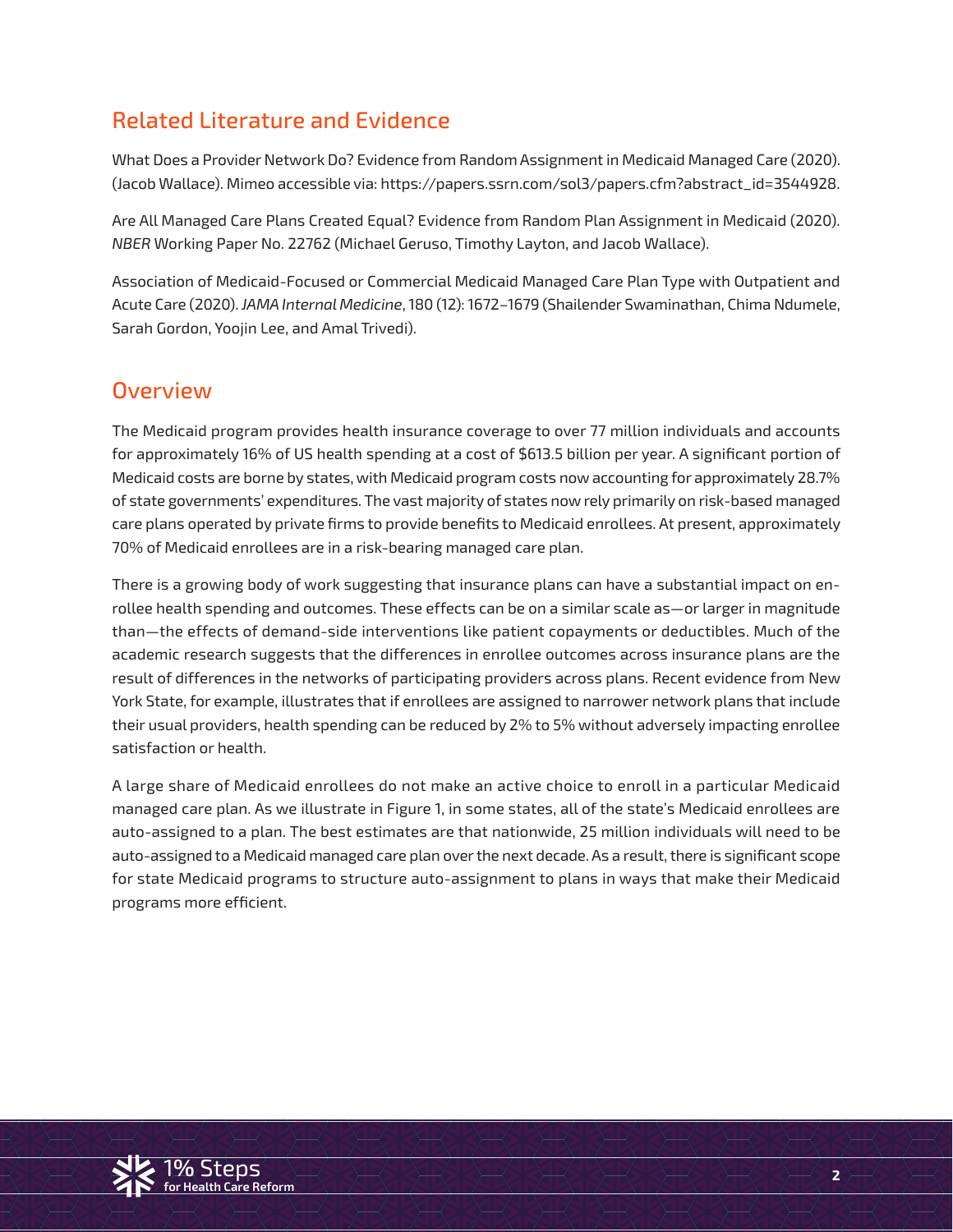## Related Literature and Evidence

What Does a Provider Network Do? Evidence from Random Assignment in Medicaid Managed Care (2020). (Jacob Wallace). Mimeo accessible via: https://papers.ssrn.com/sol3/papers.cfm?abstract_id=3544928.

Are All Managed Care Plans Created Equal? Evidence from Random Plan Assignment in Medicaid (2020). *NBER* Working Paper No. 22762 (Michael Geruso, Timothy Layton, and Jacob Wallace).

Association of Medicaid-Focused or Commercial Medicaid Managed Care Plan Type with Outpatient and Acute Care (2020). *JAMA Internal Medicine*, 180 (12): 1672–1679 (Shailender Swaminathan, Chima Ndumele, Sarah Gordon, Yoojin Lee, and Amal Trivedi).

## Overview

The Medicaid program provides health insurance coverage to over 77 million individuals and accounts for approximately 16% of US health spending at a cost of $613.5 billion per year. A significant portion of Medicaid costs are borne by states, with Medicaid program costs now accounting for approximately 28.7% of state governments' expenditures. The vast majority of states now rely primarily on risk-based managed care plans operated by private firms to provide benefits to Medicaid enrollees. At present, approximately 70% of Medicaid enrollees are in a risk-bearing managed care plan.

There is a growing body of work suggesting that insurance plans can have a substantial impact on enrollee health spending and outcomes. These effects can be on a similar scale as—or larger in magnitude than—the effects of demand-side interventions like patient copayments or deductibles. Much of the academic research suggests that the differences in enrollee outcomes across insurance plans are the result of differences in the networks of participating providers across plans. Recent evidence from New York State, for example, illustrates that if enrollees are assigned to narrower network plans that include their usual providers, health spending can be reduced by 2% to 5% without adversely impacting enrollee satisfaction or health.

A large share of Medicaid enrollees do not make an active choice to enroll in a particular Medicaid managed care plan. As we illustrate in Figure 1, in some states, all of the state's Medicaid enrollees are auto-assigned to a plan. The best estimates are that nationwide, 25 million individuals will need to be auto-assigned to a Medicaid managed care plan over the next decade. As a result, there is significant scope for state Medicaid programs to structure auto-assignment to plans in ways that make their Medicaid programs more efficient.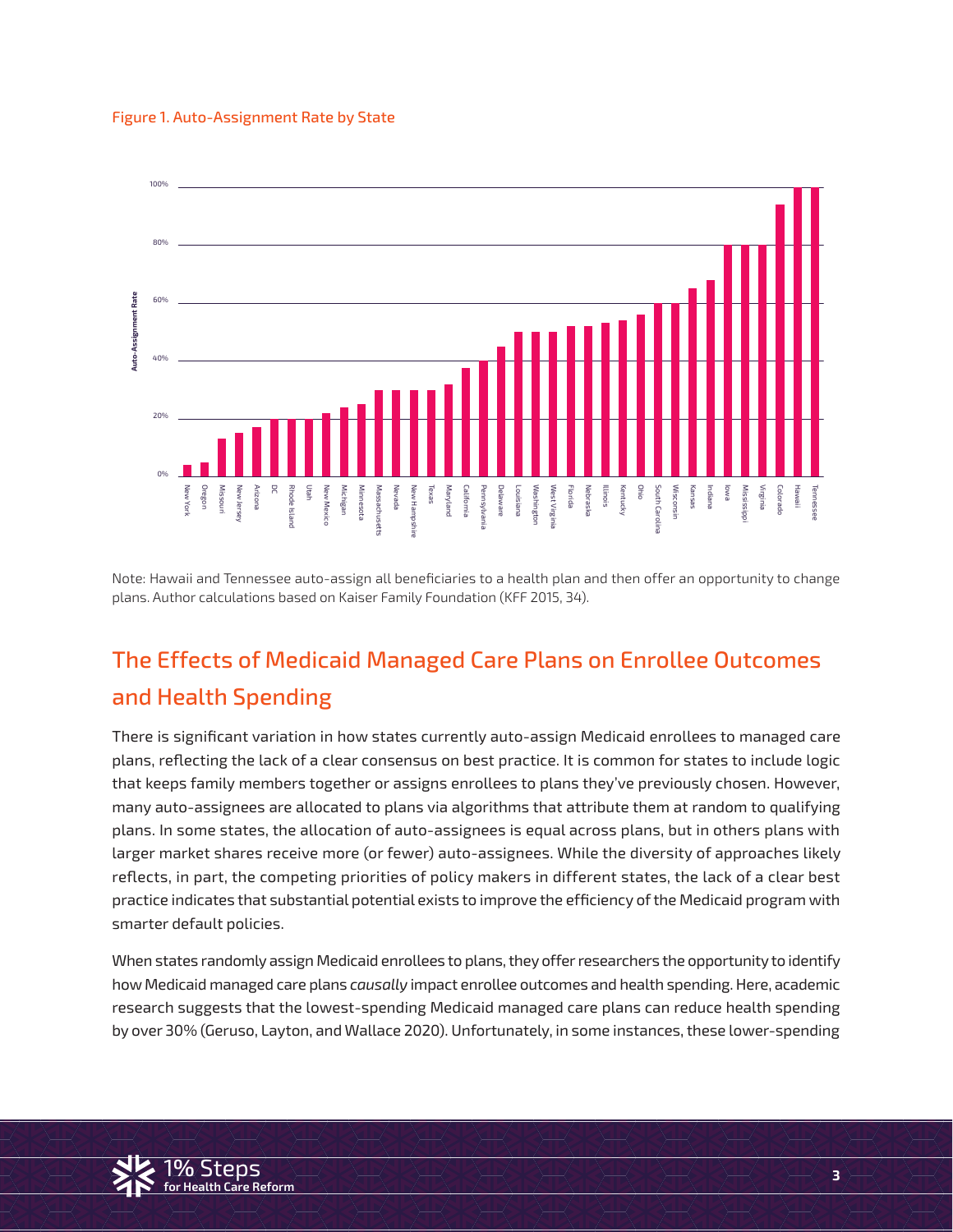Figure 1. Auto-Assignment Rate by State

Note: Hawaii and Tennessee auto-assign all beneficiaries to a health plan and then offer an opportunity to change plans. Author calculations based on Kaiser Family Foundation (KFF 2015, 34).

## The Effects of Medicaid Managed Care Plans on Enrollee Outcomes and Health Spending

There is significant variation in how states currently auto-assign Medicaid enrollees to managed care plans, reflecting the lack of a clear consensus on best practice. It is common for states to include logic that keeps family members together or assigns enrollees to plans they've previously chosen. However, many auto-assignees are allocated to plans via algorithms that attribute them at random to qualifying plans. In some states, the allocation of auto-assignees is equal across plans, but in others plans with larger market shares receive more (or fewer) auto-assignees. While the diversity of approaches likely reflects, in part, the competing priorities of policy makers in different states, the lack of a clear best practice indicates that substantial potential exists to improve the efficiency of the Medicaid program with smarter default policies.

When states randomly assign Medicaid enrollees to plans, they offer researchers the opportunity to identify how Medicaid managed care plans *causally* impact enrollee outcomes and health spending. Here, academic research suggests that the lowest-spending Medicaid managed care plans can reduce health spending by over 30% (Geruso, Layton, and Wallace 2020). Unfortunately, in some instances, these lower-spending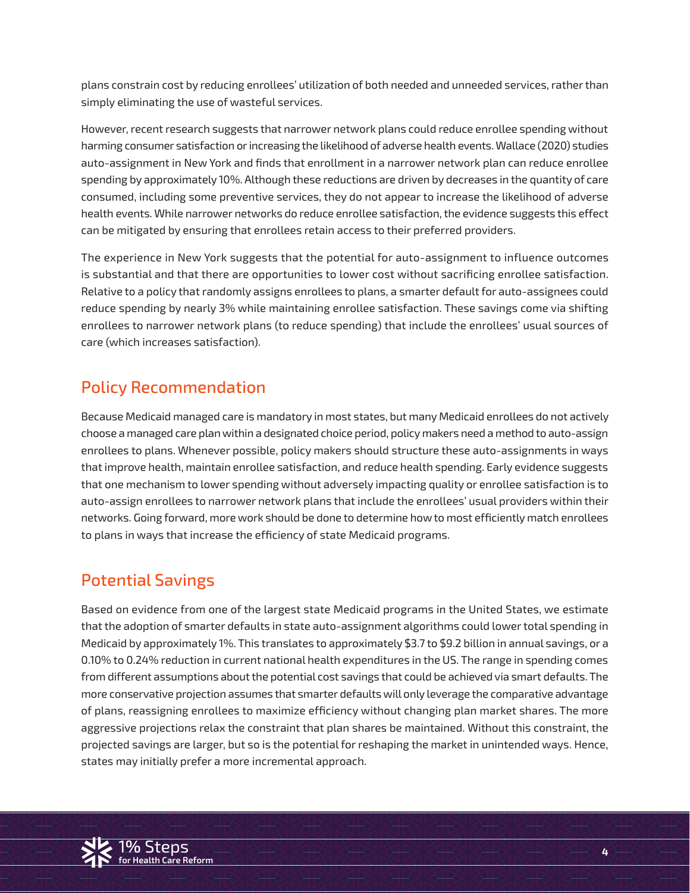plans constrain cost by reducing enrollees' utilization of both needed and unneeded services, rather than simply eliminating the use of wasteful services.

However, recent research suggests that narrower network plans could reduce enrollee spending without harming consumer satisfaction or increasing the likelihood of adverse health events. Wallace (2020) studies auto-assignment in New York and finds that enrollment in a narrower network plan can reduce enrollee spending by approximately 10%. Although these reductions are driven by decreases in the quantity of care consumed, including some preventive services, they do not appear to increase the likelihood of adverse health events. While narrower networks do reduce enrollee satisfaction, the evidence suggests this effect can be mitigated by ensuring that enrollees retain access to their preferred providers.

The experience in New York suggests that the potential for auto-assignment to influence outcomes is substantial and that there are opportunities to lower cost without sacrificing enrollee satisfaction. Relative to a policy that randomly assigns enrollees to plans, a smarter default for auto-assignees could reduce spending by nearly 3% while maintaining enrollee satisfaction. These savings come via shifting enrollees to narrower network plans (to reduce spending) that include the enrollees' usual sources of care (which increases satisfaction).

## Policy Recommendation

Because Medicaid managed care is mandatory in most states, but many Medicaid enrollees do not actively choose a managed care plan within a designated choice period, policy makers need a method to auto-assign enrollees to plans. Whenever possible, policy makers should structure these auto-assignments in ways that improve health, maintain enrollee satisfaction, and reduce health spending. Early evidence suggests that one mechanism to lower spending without adversely impacting quality or enrollee satisfaction is to auto-assign enrollees to narrower network plans that include the enrollees' usual providers within their networks. Going forward, more work should be done to determine how to most efficiently match enrollees to plans in ways that increase the efficiency of state Medicaid programs.

## Potential Savings

Based on evidence from one of the largest state Medicaid programs in the United States, we estimate that the adoption of smarter defaults in state auto-assignment algorithms could lower total spending in Medicaid by approximately 1%. This translates to approximately $3.7 to $9.2 billion in annual savings, or a 0.10% to 0.24% reduction in current national health expenditures in the US. The range in spending comes from different assumptions about the potential cost savings that could be achieved via smart defaults. The more conservative projection assumes that smarter defaults will only leverage the comparative advantage of plans, reassigning enrollees to maximize efficiency without changing plan market shares. The more aggressive projections relax the constraint that plan shares be maintained. Without this constraint, the projected savings are larger, but so is the potential for reshaping the market in unintended ways. Hence, states may initially prefer a more incremental approach.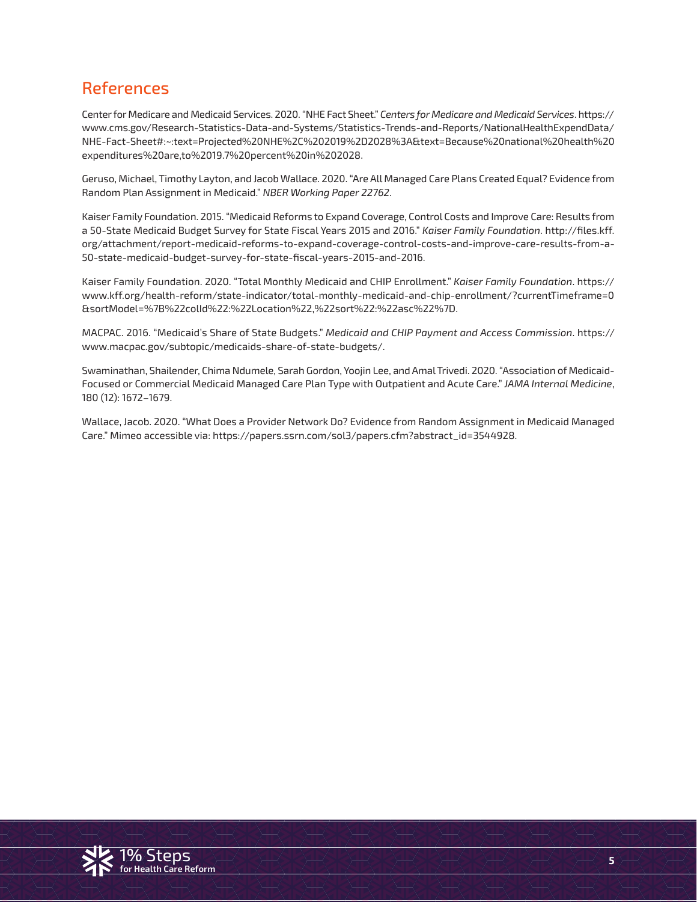## References

Center for Medicare and Medicaid Services. 2020. "NHE Fact Sheet." *Centers for Medicare and Medicaid Services*. https://www.cms.gov/Research-Statistics-Data-and-Systems/Statistics-Trends-and-Reports/NationalHealthExpendData/NHE-Fact-Sheet#:~:text=Projected%20NHE%2C%202019%2D2028%3A&text=Because%20national%20health%20expenditures%20are,to%2019.7%20percent%20in%202028.

Geruso, Michael, Timothy Layton, and Jacob Wallace. 2020. "Are All Managed Care Plans Created Equal? Evidence from Random Plan Assignment in Medicaid." *NBER Working Paper 22762*.

Kaiser Family Foundation. 2015. "Medicaid Reforms to Expand Coverage, Control Costs and Improve Care: Results from a 50-State Medicaid Budget Survey for State Fiscal Years 2015 and 2016." *Kaiser Family Foundation*. http://files.kff.org/attachment/report-medicaid-reforms-to-expand-coverage-control-costs-and-improve-care-results-from-a-50-state-medicaid-budget-survey-for-state-fiscal-years-2015-and-2016.

Kaiser Family Foundation. 2020. "Total Monthly Medicaid and CHIP Enrollment." *Kaiser Family Foundation*. https://www.kff.org/health-reform/state-indicator/total-monthly-medicaid-and-chip-enrollment/?currentTimeframe=0&sortModel=%7B%22colId%22:%22Location%22,%22sort%22:%22asc%22%7D.

MACPAC. 2016. "Medicaid's Share of State Budgets." *Medicaid and CHIP Payment and Access Commission*. https://www.macpac.gov/subtopic/medicaids-share-of-state-budgets/.

Swaminathan, Shailender, Chima Ndumele, Sarah Gordon, Yoojin Lee, and Amal Trivedi. 2020. "Association of Medicaid-Focused or Commercial Medicaid Managed Care Plan Type with Outpatient and Acute Care." *JAMA Internal Medicine*, 180 (12): 1672–1679.

Wallace, Jacob. 2020. "What Does a Provider Network Do? Evidence from Random Assignment in Medicaid Managed Care." Mimeo accessible via: https://papers.ssrn.com/sol3/papers.cfm?abstract_id=3544928.